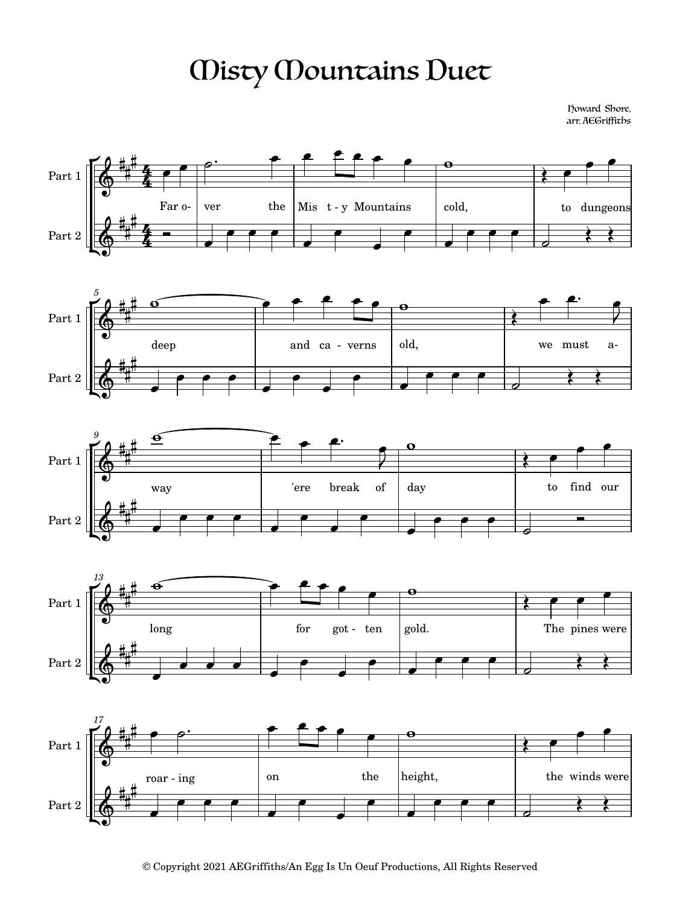# Misty Mountains Duet

Howard Shore,
arr. AEGriffiths

© Copyright 2021 AEGriffiths/An Egg Is Un Oeuf Productions, All Rights Reserved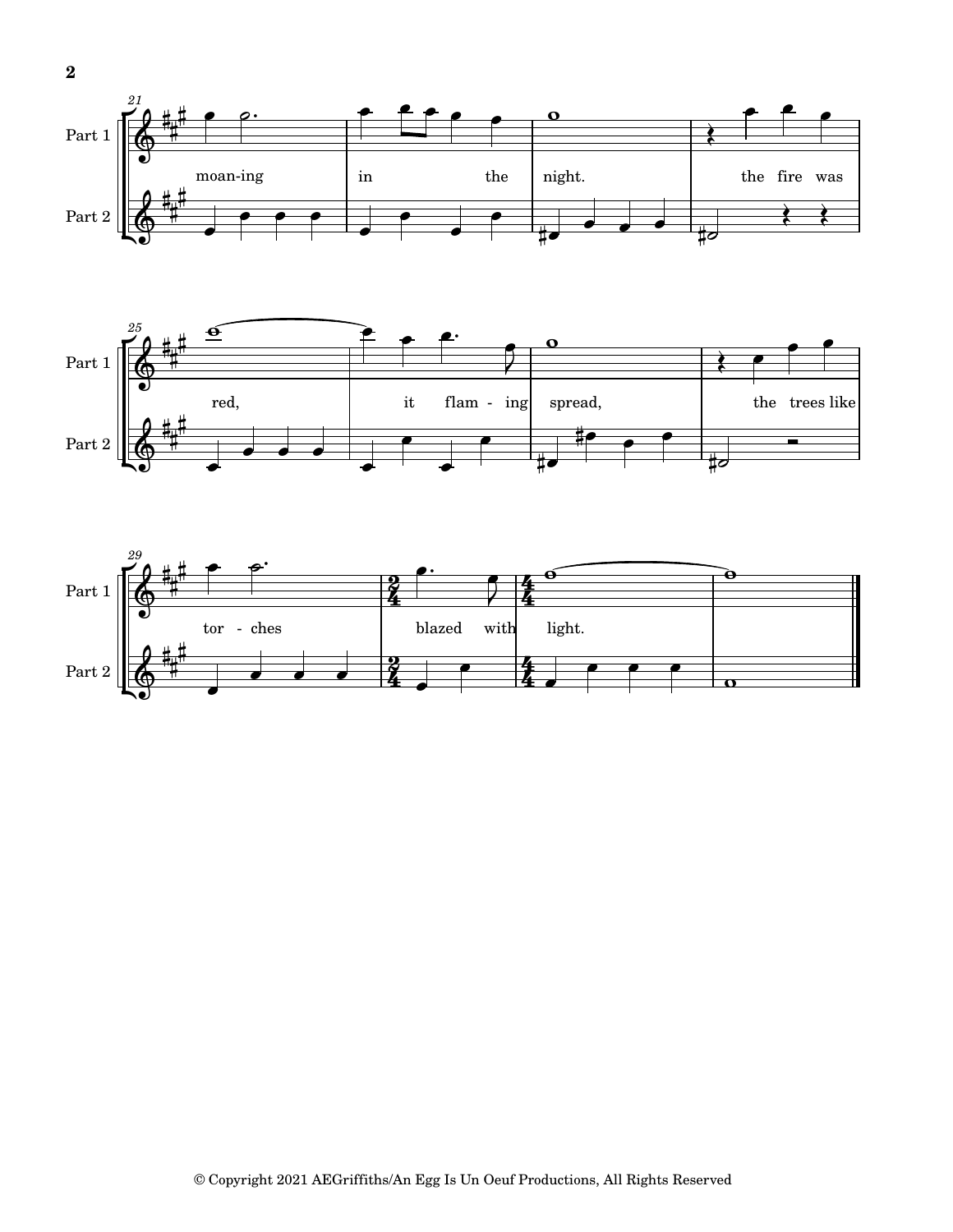Part 1

Part 2

moan-ing in the night. the fire was

red, it flam - ing spread, the trees like

tor - ches blazed with light.